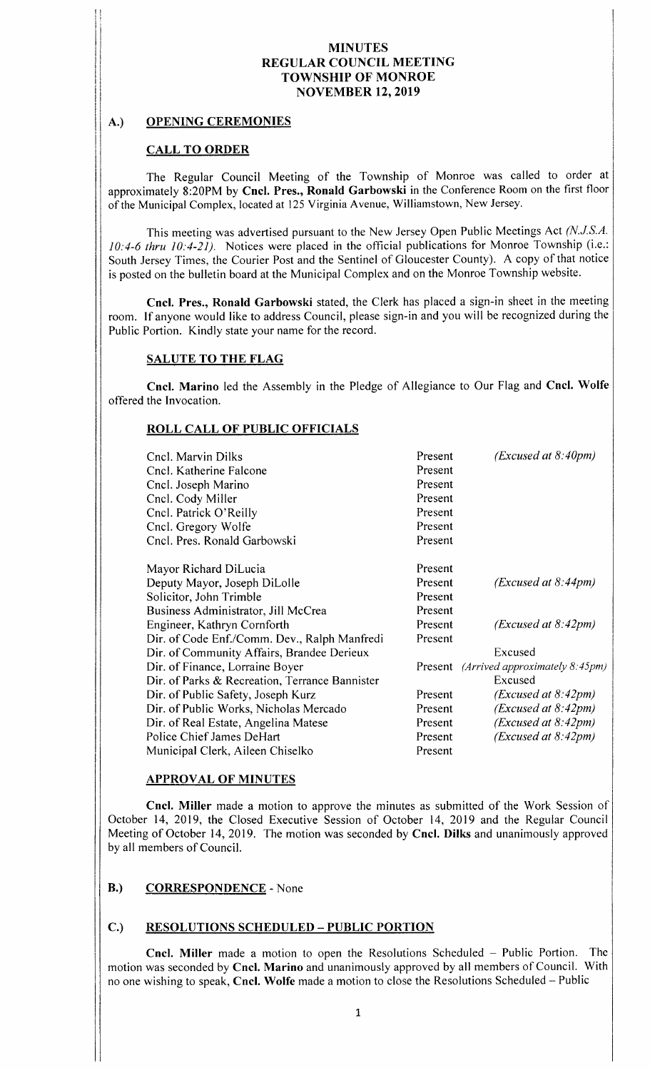# MINUTES
# REGULAR COUNCIL MEETING
# TOWNSHIP OF MONROE
# NOVEMBER 12, 2019

## A.) OPENING CEREMONIES

### CALL TO ORDER

The Regular Council Meeting of the Township of Monroe was called to order at approximately 8:20PM by **Cncl. Pres., Ronald Garbowski** in the Conference Room on the first floor of the Municipal Complex, located at 125 Virginia Avenue, Williamstown, New Jersey.

This meeting was advertised pursuant to the New Jersey Open Public Meetings Act *(N.J.S.A. 10:4-6 thru 10:4-21)*. Notices were placed in the official publications for Monroe Township (i.e.: South Jersey Times, the Courier Post and the Sentinel of Gloucester County). A copy of that notice is posted on the bulletin board at the Municipal Complex and on the Monroe Township website.

**Cncl. Pres., Ronald Garbowski** stated, the Clerk has placed a sign-in sheet in the meeting room. If anyone would like to address Council, please sign-in and you will be recognized during the Public Portion. Kindly state your name for the record.

### SALUTE TO THE FLAG

**Cncl. Marino** led the Assembly in the Pledge of Allegiance to Our Flag and **Cncl. Wolfe** offered the Invocation.

### ROLL CALL OF PUBLIC OFFICIALS

| | | |
|---|---|---|
| Cncl. Marvin Dilks | Present | *(Excused at 8:40pm)* |
| Cncl. Katherine Falcone | Present | |
| Cncl. Joseph Marino | Present | |
| Cncl. Cody Miller | Present | |
| Cncl. Patrick O'Reilly | Present | |
| Cncl. Gregory Wolfe | Present | |
| Cncl. Pres. Ronald Garbowski | Present | |
| Mayor Richard DiLucia | Present | |
| Deputy Mayor, Joseph DiLolle | Present | *(Excused at 8:44pm)* |
| Solicitor, John Trimble | Present | |
| Business Administrator, Jill McCrea | Present | |
| Engineer, Kathryn Cornforth | Present | *(Excused at 8:42pm)* |
| Dir. of Code Enf./Comm. Dev., Ralph Manfredi | Present | |
| Dir. of Community Affairs, Brandee Derieux | | Excused |
| Dir. of Finance, Lorraine Boyer | Present | *(Arrived approximately 8:45pm)* |
| Dir. of Parks & Recreation, Terrance Bannister | | Excused |
| Dir. of Public Safety, Joseph Kurz | Present | *(Excused at 8:42pm)* |
| Dir. of Public Works, Nicholas Mercado | Present | *(Excused at 8:42pm)* |
| Dir. of Real Estate, Angelina Matese | Present | *(Excused at 8:42pm)* |
| Police Chief James DeHart | Present | *(Excused at 8:42pm)* |
| Municipal Clerk, Aileen Chiselko | Present | |

### APPROVAL OF MINUTES

**Cncl. Miller** made a motion to approve the minutes as submitted of the Work Session of October 14, 2019, the Closed Executive Session of October 14, 2019 and the Regular Council Meeting of October 14, 2019. The motion was seconded by **Cncl. Dilks** and unanimously approved by all members of Council.

## B.) CORRESPONDENCE - None

## C.) RESOLUTIONS SCHEDULED – PUBLIC PORTION

**Cncl. Miller** made a motion to open the Resolutions Scheduled – Public Portion. The motion was seconded by **Cncl. Marino** and unanimously approved by all members of Council. With no one wishing to speak, **Cncl. Wolfe** made a motion to close the Resolutions Scheduled – Public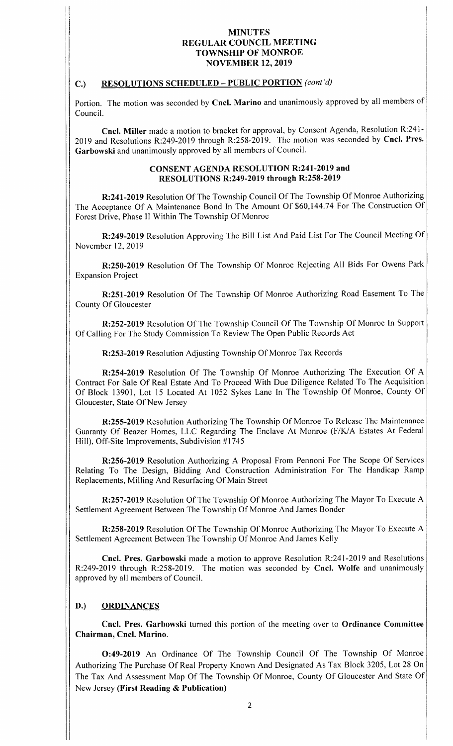# MINUTES
# REGULAR COUNCIL MEETING
# TOWNSHIP OF MONROE
# NOVEMBER 12, 2019

## C.) RESOLUTIONS SCHEDULED – PUBLIC PORTION *(cont'd)*

Portion. The motion was seconded by **Cncl. Marino** and unanimously approved by all members of Council.

**Cncl. Miller** made a motion to bracket for approval, by Consent Agenda, Resolution R:241-2019 and Resolutions R:249-2019 through R:258-2019. The motion was seconded by **Cncl. Pres. Garbowski** and unanimously approved by all members of Council.

### CONSENT AGENDA RESOLUTION R:241-2019 and RESOLUTIONS R:249-2019 through R:258-2019

**R:241-2019** Resolution Of The Township Council Of The Township Of Monroe Authorizing The Acceptance Of A Maintenance Bond In The Amount Of $60,144.74 For The Construction Of Forest Drive, Phase II Within The Township Of Monroe

**R:249-2019** Resolution Approving The Bill List And Paid List For The Council Meeting Of November 12, 2019

**R:250-2019** Resolution Of The Township Of Monroe Rejecting All Bids For Owens Park Expansion Project

**R:251-2019** Resolution Of The Township Of Monroe Authorizing Road Easement To The County Of Gloucester

**R:252-2019** Resolution Of The Township Council Of The Township Of Monroe In Support Of Calling For The Study Commission To Review The Open Public Records Act

**R:253-2019** Resolution Adjusting Township Of Monroe Tax Records

**R:254-2019** Resolution Of The Township Of Monroe Authorizing The Execution Of A Contract For Sale Of Real Estate And To Proceed With Due Diligence Related To The Acquisition Of Block 13901, Lot 15 Located At 1052 Sykes Lane In The Township Of Monroe, County Of Gloucester, State Of New Jersey

**R:255-2019** Resolution Authorizing The Township Of Monroe To Release The Maintenance Guaranty Of Beazer Homes, LLC Regarding The Enclave At Monroe (F/K/A Estates At Federal Hill), Off-Site Improvements, Subdivision #1745

**R:256-2019** Resolution Authorizing A Proposal From Pennoni For The Scope Of Services Relating To The Design, Bidding And Construction Administration For The Handicap Ramp Replacements, Milling And Resurfacing Of Main Street

**R:257-2019** Resolution Of The Township Of Monroe Authorizing The Mayor To Execute A Settlement Agreement Between The Township Of Monroe And James Bonder

**R:258-2019** Resolution Of The Township Of Monroe Authorizing The Mayor To Execute A Settlement Agreement Between The Township Of Monroe And James Kelly

**Cncl. Pres. Garbowski** made a motion to approve Resolution R:241-2019 and Resolutions R:249-2019 through R:258-2019. The motion was seconded by **Cncl. Wolfe** and unanimously approved by all members of Council.

## D.) ORDINANCES

**Cncl. Pres. Garbowski** turned this portion of the meeting over to **Ordinance Committee Chairman, Cncl. Marino**.

**O:49-2019** An Ordinance Of The Township Council Of The Township Of Monroe Authorizing The Purchase Of Real Property Known And Designated As Tax Block 3205, Lot 28 On The Tax And Assessment Map Of The Township Of Monroe, County Of Gloucester And State Of New Jersey **(First Reading & Publication)**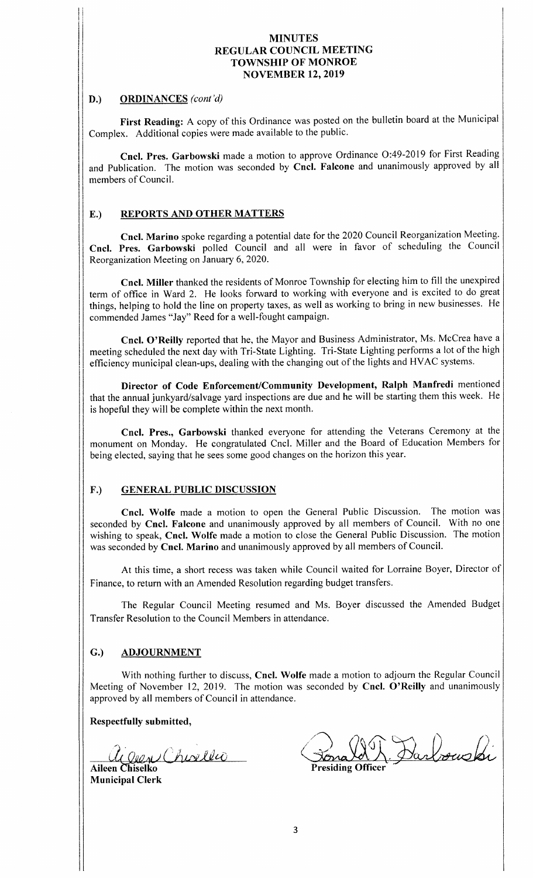# MINUTES
# REGULAR COUNCIL MEETING
# TOWNSHIP OF MONROE
# NOVEMBER 12, 2019

## D.) ORDINANCES *(cont'd)*

**First Reading:** A copy of this Ordinance was posted on the bulletin board at the Municipal Complex. Additional copies were made available to the public.

**Cncl. Pres. Garbowski** made a motion to approve Ordinance O:49-2019 for First Reading and Publication. The motion was seconded by **Cncl. Falcone** and unanimously approved by all members of Council.

## E.) REPORTS AND OTHER MATTERS

**Cncl. Marino** spoke regarding a potential date for the 2020 Council Reorganization Meeting. **Cncl. Pres. Garbowski** polled Council and all were in favor of scheduling the Council Reorganization Meeting on January 6, 2020.

**Cncl. Miller** thanked the residents of Monroe Township for electing him to fill the unexpired term of office in Ward 2. He looks forward to working with everyone and is excited to do great things, helping to hold the line on property taxes, as well as working to bring in new businesses. He commended James "Jay" Reed for a well-fought campaign.

**Cncl. O'Reilly** reported that he, the Mayor and Business Administrator, Ms. McCrea have a meeting scheduled the next day with Tri-State Lighting. Tri-State Lighting performs a lot of the high efficiency municipal clean-ups, dealing with the changing out of the lights and HVAC systems.

**Director of Code Enforcement/Community Development, Ralph Manfredi** mentioned that the annual junkyard/salvage yard inspections are due and he will be starting them this week. He is hopeful they will be complete within the next month.

**Cncl. Pres., Garbowski** thanked everyone for attending the Veterans Ceremony at the monument on Monday. He congratulated Cncl. Miller and the Board of Education Members for being elected, saying that he sees some good changes on the horizon this year.

## F.) GENERAL PUBLIC DISCUSSION

**Cncl. Wolfe** made a motion to open the General Public Discussion. The motion was seconded by **Cncl. Falcone** and unanimously approved by all members of Council. With no one wishing to speak, **Cncl. Wolfe** made a motion to close the General Public Discussion. The motion was seconded by **Cncl. Marino** and unanimously approved by all members of Council.

At this time, a short recess was taken while Council waited for Lorraine Boyer, Director of Finance, to return with an Amended Resolution regarding budget transfers.

The Regular Council Meeting resumed and Ms. Boyer discussed the Amended Budget Transfer Resolution to the Council Members in attendance.

## G.) ADJOURNMENT

With nothing further to discuss, **Cncl. Wolfe** made a motion to adjourn the Regular Council Meeting of November 12, 2019. The motion was seconded by **Cncl. O'Reilly** and unanimously approved by all members of Council in attendance.

**Respectfully submitted,**

**Aileen Chiselko**
**Municipal Clerk**

**Presiding Officer**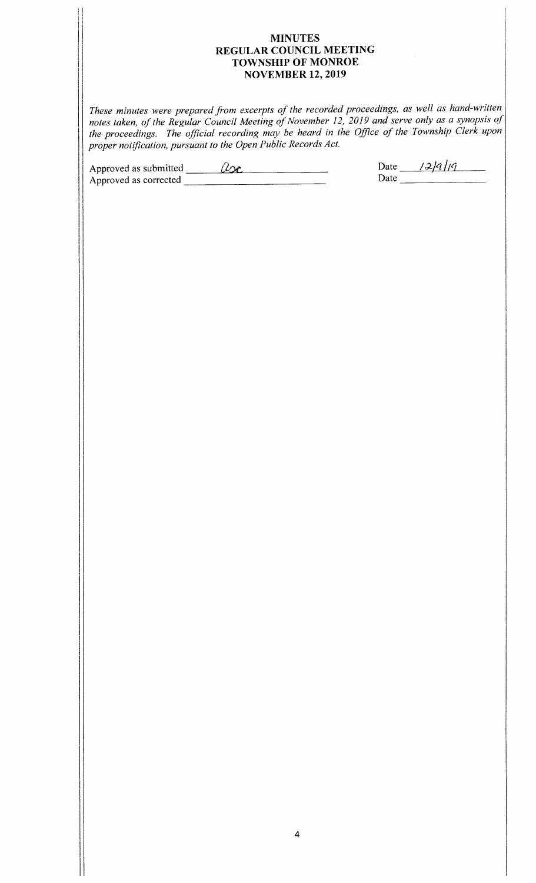# MINUTES
## REGULAR COUNCIL MEETING
## TOWNSHIP OF MONROE
## NOVEMBER 12, 2019

*These minutes were prepared from excerpts of the recorded proceedings, as well as hand-written notes taken, of the Regular Council Meeting of November 12, 2019 and serve only as a synopsis of the proceedings. The official recording may be heard in the Office of the Township Clerk upon proper notification, pursuant to the Open Public Records Act.*

Approved as submitted ___ac___ Date ___12/9/19___

Approved as corrected ______________ Date ______________